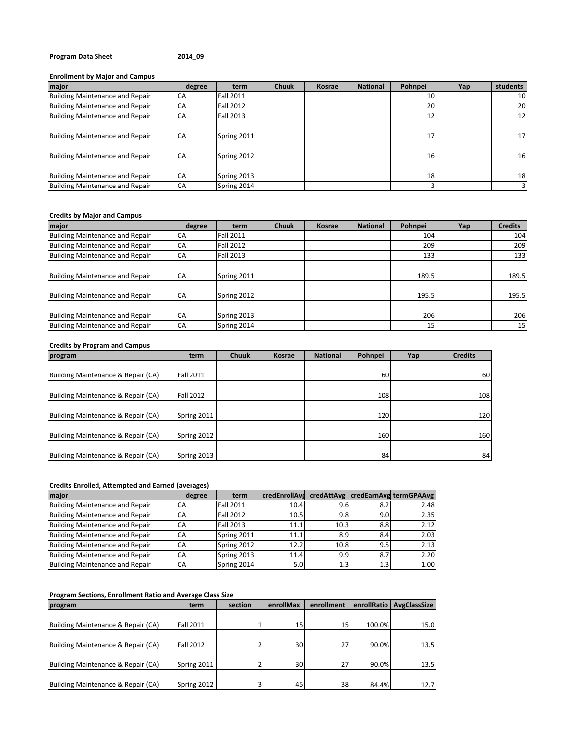**Program Data Sheet** **2014_09**

**Enrollment by Major and Campus**

| major | degree | term | Chuuk | Kosrae | National | Pohnpei | Yap | students |
|---|---|---|---|---|---|---|---|---|
| Building Maintenance and Repair | CA | Fall 2011 | | | | 10 | | 10 |
| Building Maintenance and Repair | CA | Fall 2012 | | | | 20 | | 20 |
| Building Maintenance and Repair | CA | Fall 2013 | | | | 12 | | 12 |
| Building Maintenance and Repair | CA | Spring 2011 | | | | 17 | | 17 |
| Building Maintenance and Repair | CA | Spring 2012 | | | | 16 | | 16 |
| Building Maintenance and Repair | CA | Spring 2013 | | | | 18 | | 18 |
| Building Maintenance and Repair | CA | Spring 2014 | | | | 3 | | 3 |

**Credits by Major and Campus**

| major | degree | term | Chuuk | Kosrae | National | Pohnpei | Yap | Credits |
|---|---|---|---|---|---|---|---|---|
| Building Maintenance and Repair | CA | Fall 2011 | | | | 104 | | 104 |
| Building Maintenance and Repair | CA | Fall 2012 | | | | 209 | | 209 |
| Building Maintenance and Repair | CA | Fall 2013 | | | | 133 | | 133 |
| Building Maintenance and Repair | CA | Spring 2011 | | | | 189.5 | | 189.5 |
| Building Maintenance and Repair | CA | Spring 2012 | | | | 195.5 | | 195.5 |
| Building Maintenance and Repair | CA | Spring 2013 | | | | 206 | | 206 |
| Building Maintenance and Repair | CA | Spring 2014 | | | | 15 | | 15 |

**Credits by Program and Campus**

| program | term | Chuuk | Kosrae | National | Pohnpei | Yap | Credits |
|---|---|---|---|---|---|---|---|
| Building Maintenance & Repair (CA) | Fall 2011 | | | | 60 | | 60 |
| Building Maintenance & Repair (CA) | Fall 2012 | | | | 108 | | 108 |
| Building Maintenance & Repair (CA) | Spring 2011 | | | | 120 | | 120 |
| Building Maintenance & Repair (CA) | Spring 2012 | | | | 160 | | 160 |
| Building Maintenance & Repair (CA) | Spring 2013 | | | | 84 | | 84 |

**Credits Enrolled, Attempted and Earned (averages)**

| major | degree | term | credEnrollAvg | credAttAvg | credEarnAvg | termGPAAvg |
|---|---|---|---|---|---|---|
| Building Maintenance and Repair | CA | Fall 2011 | 10.4 | 9.6 | 8.2 | 2.48 |
| Building Maintenance and Repair | CA | Fall 2012 | 10.5 | 9.8 | 9.0 | 2.35 |
| Building Maintenance and Repair | CA | Fall 2013 | 11.1 | 10.3 | 8.8 | 2.12 |
| Building Maintenance and Repair | CA | Spring 2011 | 11.1 | 8.9 | 8.4 | 2.03 |
| Building Maintenance and Repair | CA | Spring 2012 | 12.2 | 10.8 | 9.5 | 2.13 |
| Building Maintenance and Repair | CA | Spring 2013 | 11.4 | 9.9 | 8.7 | 2.20 |
| Building Maintenance and Repair | CA | Spring 2014 | 5.0 | 1.3 | 1.3 | 1.00 |

**Program Sections, Enrollment Ratio and Average Class Size**

| program | term | section | enrollMax | enrollment | enrollRatio | AvgClassSize |
|---|---|---|---|---|---|---|
| Building Maintenance & Repair (CA) | Fall 2011 | 1 | 15 | 15 | 100.0% | 15.0 |
| Building Maintenance & Repair (CA) | Fall 2012 | 2 | 30 | 27 | 90.0% | 13.5 |
| Building Maintenance & Repair (CA) | Spring 2011 | 2 | 30 | 27 | 90.0% | 13.5 |
| Building Maintenance & Repair (CA) | Spring 2012 | 3 | 45 | 38 | 84.4% | 12.7 |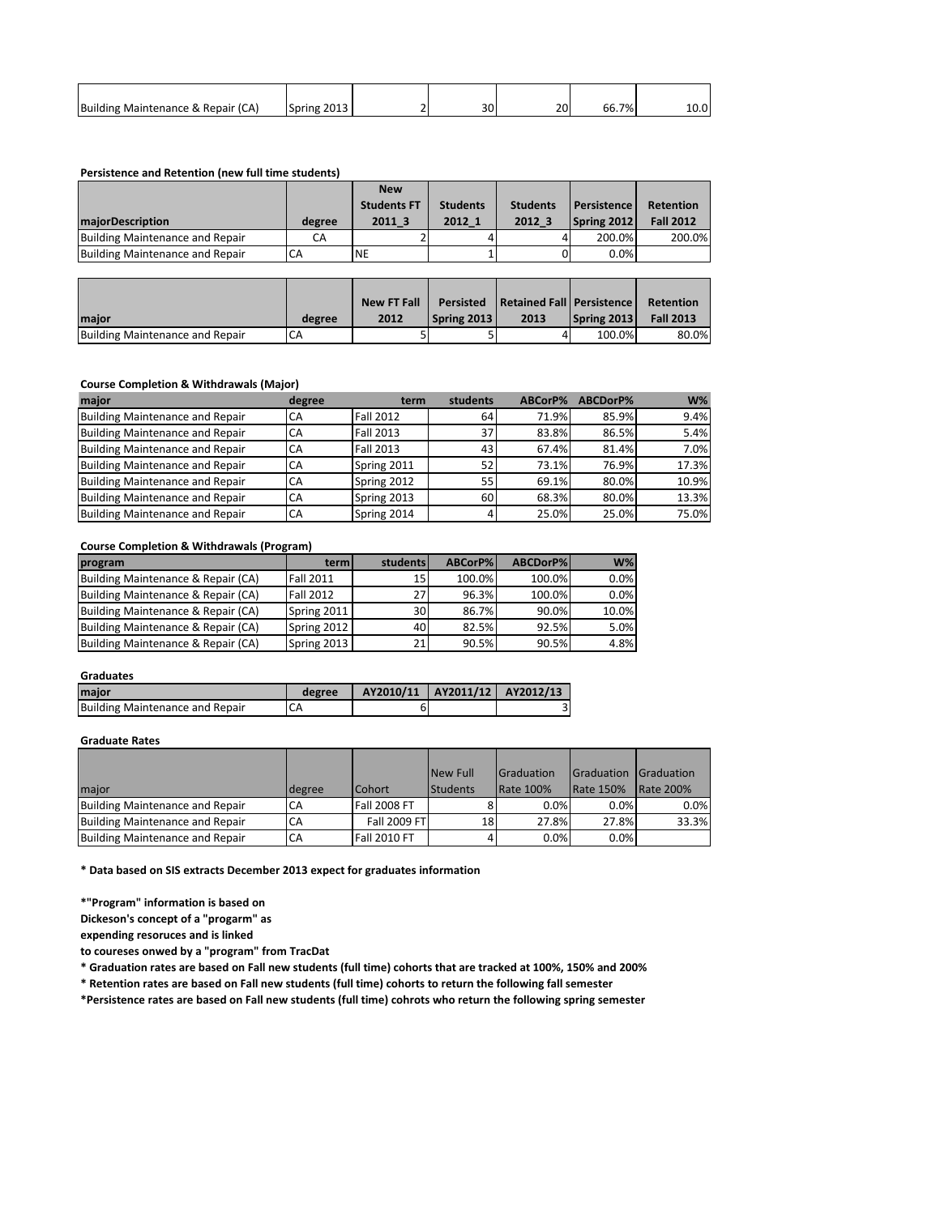| | | | | | | |
|---|---|---|---|---|---|---|
| Building Maintenance & Repair (CA) | Spring 2013 | 2 | 30 | 20 | 66.7% | 10.0 |

**Persistence and Retention (new full time students)**

| majorDescription | degree | New Students FT 2011_3 | Students 2012_1 | Students 2012_3 | Persistence Spring 2012 | Retention Fall 2012 |
|---|---|---|---|---|---|---|
| Building Maintenance and Repair | CA | 2 | 4 | 4 | 200.0% | 200.0% |
| Building Maintenance and Repair | CA | NE | 1 | 0 | 0.0% | |

| major | degree | New FT Fall 2012 | Persisted Spring 2013 | Retained Fall 2013 | Persistence Spring 2013 | Retention Fall 2013 |
|---|---|---|---|---|---|---|
| Building Maintenance and Repair | CA | 5 | 5 | 4 | 100.0% | 80.0% |

**Course Completion & Withdrawals (Major)**

| major | degree | term | students | ABCorP% | ABCDorP% | W% |
|---|---|---|---|---|---|---|
| Building Maintenance and Repair | CA | Fall 2012 | 64 | 71.9% | 85.9% | 9.4% |
| Building Maintenance and Repair | CA | Fall 2013 | 37 | 83.8% | 86.5% | 5.4% |
| Building Maintenance and Repair | CA | Fall 2013 | 43 | 67.4% | 81.4% | 7.0% |
| Building Maintenance and Repair | CA | Spring 2011 | 52 | 73.1% | 76.9% | 17.3% |
| Building Maintenance and Repair | CA | Spring 2012 | 55 | 69.1% | 80.0% | 10.9% |
| Building Maintenance and Repair | CA | Spring 2013 | 60 | 68.3% | 80.0% | 13.3% |
| Building Maintenance and Repair | CA | Spring 2014 | 4 | 25.0% | 25.0% | 75.0% |

**Course Completion & Withdrawals (Program)**

| program | term | students | ABCorP% | ABCDorP% | W% |
|---|---|---|---|---|---|
| Building Maintenance & Repair (CA) | Fall 2011 | 15 | 100.0% | 100.0% | 0.0% |
| Building Maintenance & Repair (CA) | Fall 2012 | 27 | 96.3% | 100.0% | 0.0% |
| Building Maintenance & Repair (CA) | Spring 2011 | 30 | 86.7% | 90.0% | 10.0% |
| Building Maintenance & Repair (CA) | Spring 2012 | 40 | 82.5% | 92.5% | 5.0% |
| Building Maintenance & Repair (CA) | Spring 2013 | 21 | 90.5% | 90.5% | 4.8% |

**Graduates**

| major | degree | AY2010/11 | AY2011/12 | AY2012/13 |
|---|---|---|---|---|
| Building Maintenance and Repair | CA | 6 | | 3 |

**Graduate Rates**

| major | degree | Cohort | New Full Students | Graduation Rate 100% | Graduation Rate 150% | Graduation Rate 200% |
|---|---|---|---|---|---|---|
| Building Maintenance and Repair | CA | Fall 2008 FT | 8 | 0.0% | 0.0% | 0.0% |
| Building Maintenance and Repair | CA | Fall 2009 FT | 18 | 27.8% | 27.8% | 33.3% |
| Building Maintenance and Repair | CA | Fall 2010 FT | 4 | 0.0% | 0.0% | |

**\* Data based on SIS extracts December 2013 expect for graduates information**

**\*"Program" information is based on**
**Dickeson's concept of a "progarm" as**
**expending resoruces and is linked**
**to coureses onwed by a "program" from TracDat**

**\* Graduation rates are based on Fall new students (full time) cohorts that are tracked at 100%, 150% and 200%**

**\* Retention rates are based on Fall new students (full time) cohorts to return the following fall semester**

**\*Persistence rates are based on Fall new students (full time) cohrots who return the following spring semester**